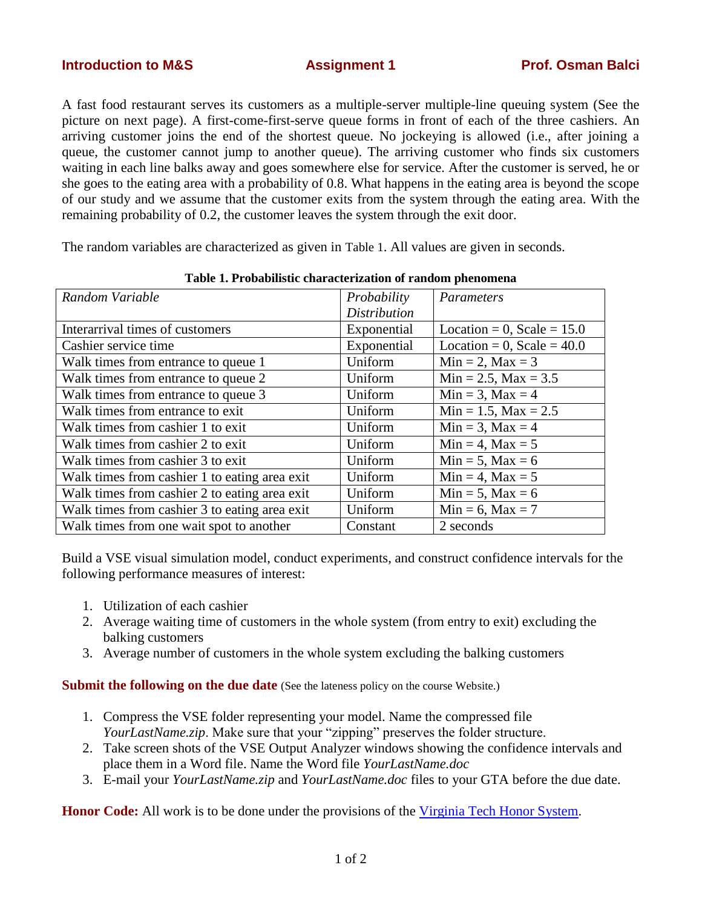**Introduction to M&S** **Assignment 1** **Prof. Osman Balci**

A fast food restaurant serves its customers as a multiple-server multiple-line queuing system (See the picture on next page). A first-come-first-serve queue forms in front of each of the three cashiers. An arriving customer joins the end of the shortest queue. No jockeying is allowed (i.e., after joining a queue, the customer cannot jump to another queue). The arriving customer who finds six customers waiting in each line balks away and goes somewhere else for service. After the customer is served, he or she goes to the eating area with a probability of 0.8. What happens in the eating area is beyond the scope of our study and we assume that the customer exits from the system through the eating area. With the remaining probability of 0.2, the customer leaves the system through the exit door.

The random variables are characterized as given in Table 1. All values are given in seconds.

**Table 1. Probabilistic characterization of random phenomena**

| *Random Variable* | *Probability Distribution* | *Parameters* |
|---|---|---|
| Interarrival times of customers | Exponential | Location = 0, Scale = 15.0 |
| Cashier service time | Exponential | Location = 0, Scale = 40.0 |
| Walk times from entrance to queue 1 | Uniform | Min = 2, Max = 3 |
| Walk times from entrance to queue 2 | Uniform | Min = 2.5, Max = 3.5 |
| Walk times from entrance to queue 3 | Uniform | Min = 3, Max = 4 |
| Walk times from entrance to exit | Uniform | Min = 1.5, Max = 2.5 |
| Walk times from cashier 1 to exit | Uniform | Min = 3, Max = 4 |
| Walk times from cashier 2 to exit | Uniform | Min = 4, Max = 5 |
| Walk times from cashier 3 to exit | Uniform | Min = 5, Max = 6 |
| Walk times from cashier 1 to eating area exit | Uniform | Min = 4, Max = 5 |
| Walk times from cashier 2 to eating area exit | Uniform | Min = 5, Max = 6 |
| Walk times from cashier 3 to eating area exit | Uniform | Min = 6, Max = 7 |
| Walk times from one wait spot to another | Constant | 2 seconds |

Build a VSE visual simulation model, conduct experiments, and construct confidence intervals for the following performance measures of interest:

1. Utilization of each cashier
2. Average waiting time of customers in the whole system (from entry to exit) excluding the balking customers
3. Average number of customers in the whole system excluding the balking customers

**Submit the following on the due date** (See the lateness policy on the course Website.)

1. Compress the VSE folder representing your model. Name the compressed file *YourLastName.zip*. Make sure that your "zipping" preserves the folder structure.
2. Take screen shots of the VSE Output Analyzer windows showing the confidence intervals and place them in a Word file. Name the Word file *YourLastName.doc*
3. E-mail your *YourLastName.zip* and *YourLastName.doc* files to your GTA before the due date.

**Honor Code:** All work is to be done under the provisions of the Virginia Tech Honor System.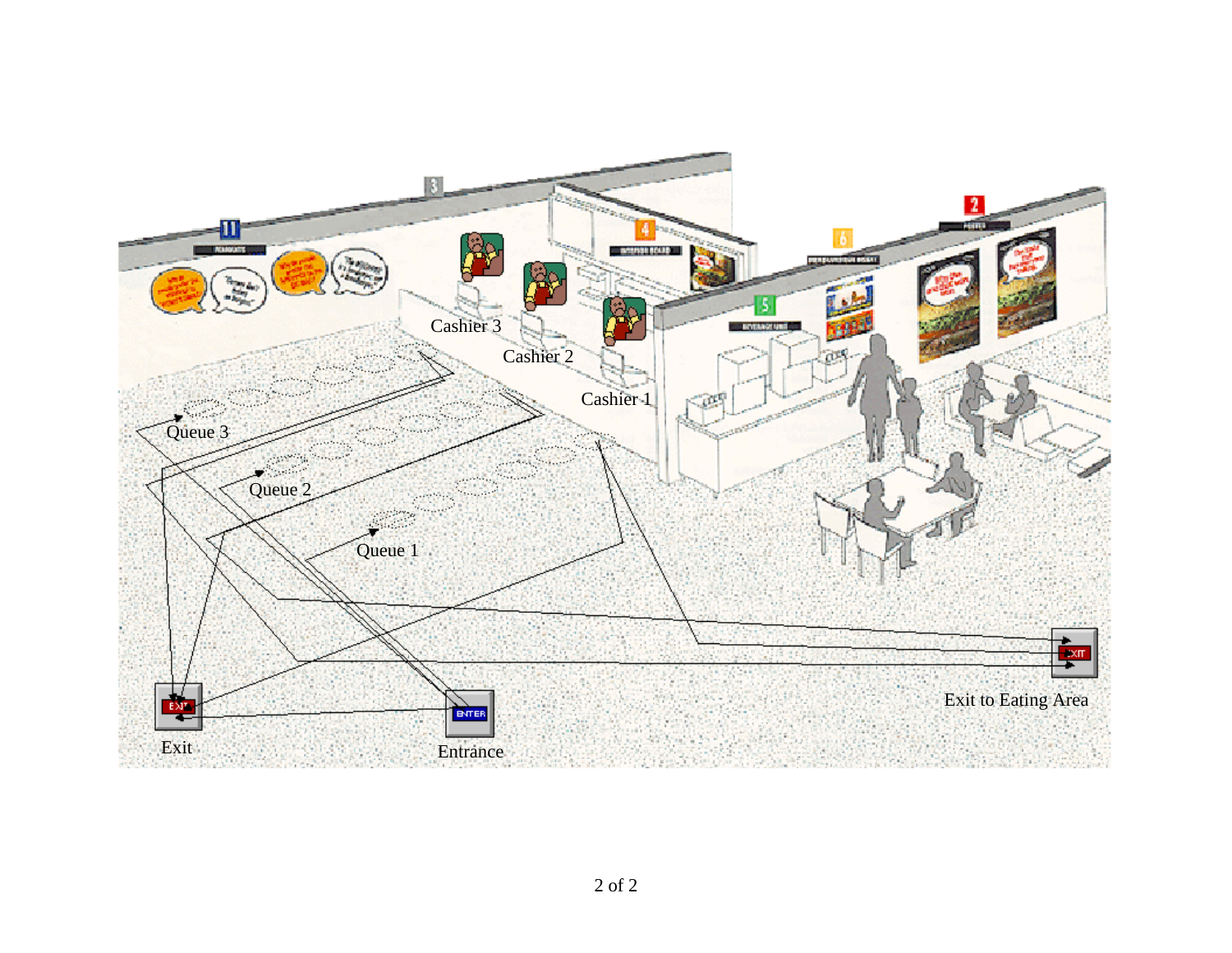Cashier 3

Cashier 2

Cashier 1

Queue 3

Queue 2

Queue 1

Exit

Entrance

Exit to Eating Area